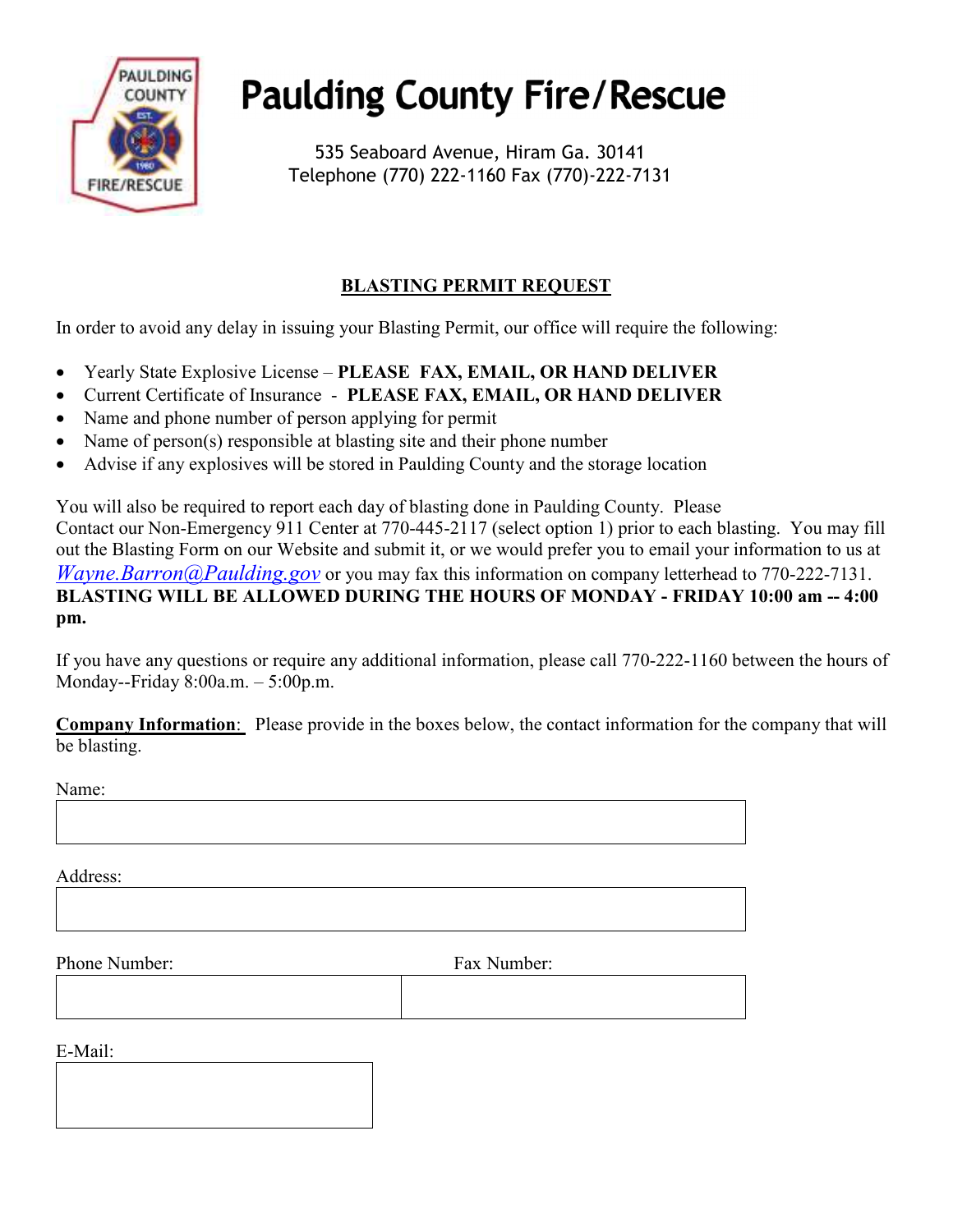# Paulding County Fire/Rescue

535 Seaboard Avenue, Hiram Ga. 30141
Telephone (770) 222-1160 Fax (770)-222-7131

## BLASTING PERMIT REQUEST

In order to avoid any delay in issuing your Blasting Permit, our office will require the following:

- Yearly State Explosive License – **PLEASE FAX, EMAIL, OR HAND DELIVER**
- Current Certificate of Insurance - **PLEASE FAX, EMAIL, OR HAND DELIVER**
- Name and phone number of person applying for permit
- Name of person(s) responsible at blasting site and their phone number
- Advise if any explosives will be stored in Paulding County and the storage location

You will also be required to report each day of blasting done in Paulding County. Please Contact our Non-Emergency 911 Center at 770-445-2117 (select option 1) prior to each blasting. You may fill out the Blasting Form on our Website and submit it, or we would prefer you to email your information to us at *Wayne.Barron@Paulding.gov* or you may fax this information on company letterhead to 770-222-7131. **BLASTING WILL BE ALLOWED DURING THE HOURS OF MONDAY - FRIDAY 10:00 am -- 4:00 pm.**

If you have any questions or require any additional information, please call 770-222-1160 between the hours of Monday--Friday 8:00a.m. – 5:00p.m.

**Company Information**: Please provide in the boxes below, the contact information for the company that will be blasting.

Name:

Address:

Phone Number:

Fax Number:

E-Mail: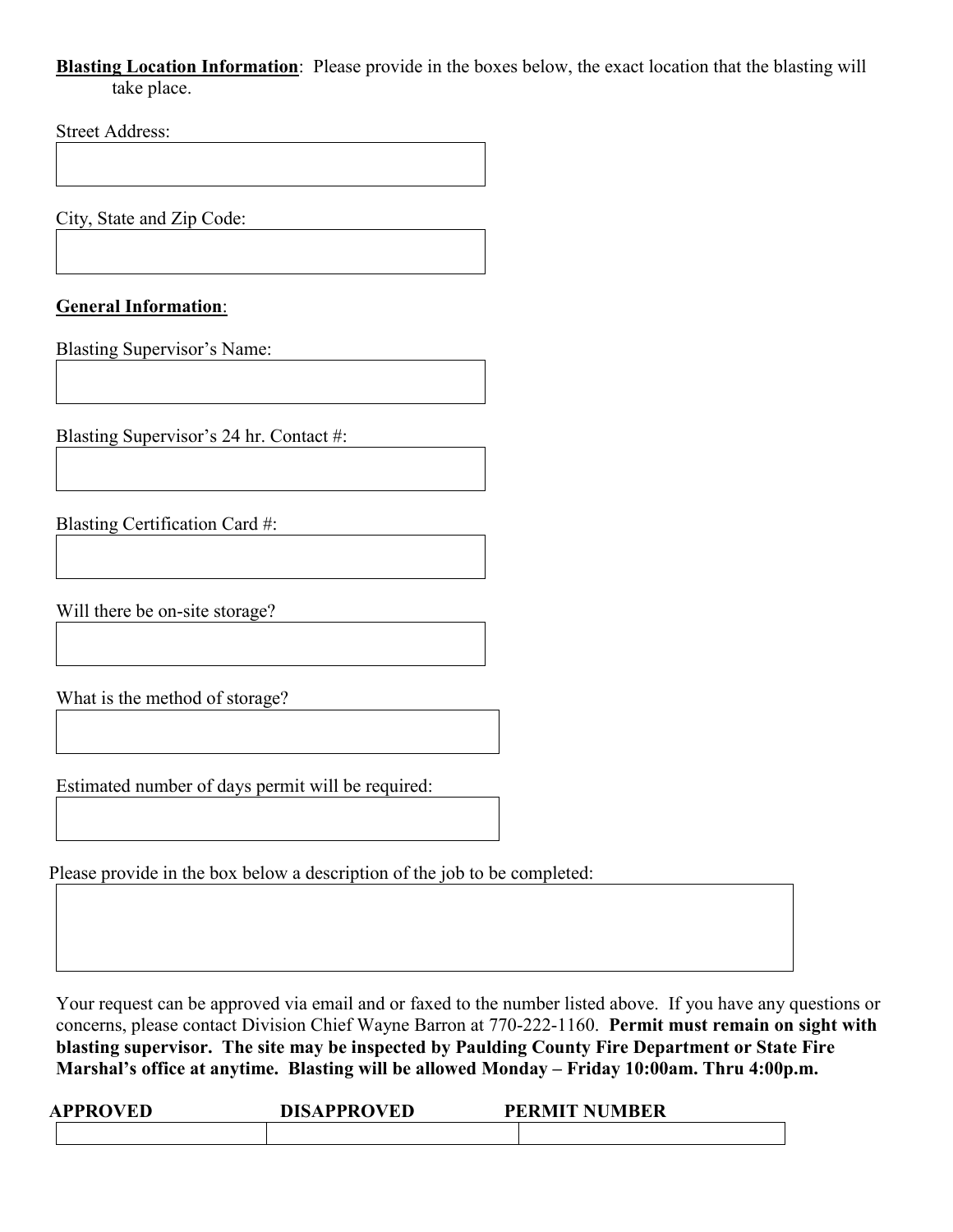**Blasting Location Information**: Please provide in the boxes below, the exact location that the blasting will take place.

Street Address:

City, State and Zip Code:

**General Information**:

Blasting Supervisor's Name:

Blasting Supervisor's 24 hr. Contact #:

Blasting Certification Card #:

Will there be on-site storage?

What is the method of storage?

Estimated number of days permit will be required:

Please provide in the box below a description of the job to be completed:

Your request can be approved via email and or faxed to the number listed above. If you have any questions or concerns, please contact Division Chief Wayne Barron at 770-222-1160. **Permit must remain on sight with blasting supervisor. The site may be inspected by Paulding County Fire Department or State Fire Marshal's office at anytime. Blasting will be allowed Monday – Friday 10:00am. Thru 4:00p.m.**

| APPROVED | DISAPPROVED | PERMIT NUMBER |
| --- | --- | --- |
| | | |